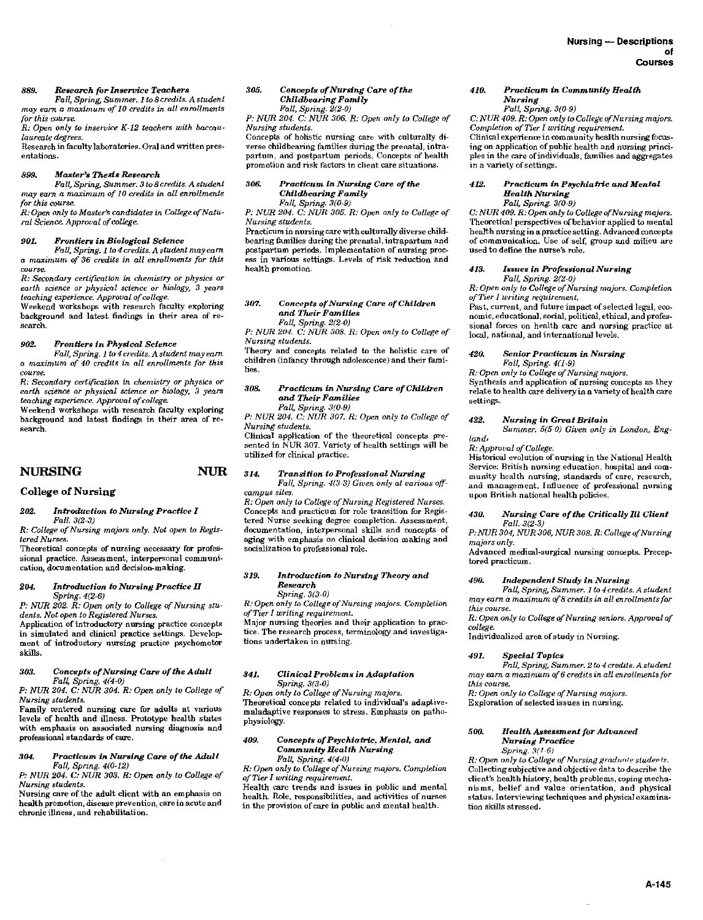**889. Research for Inservice Teachers**
*Fall, Spring, Summer. 1 to 8 credits. A student may earn a maximum of 10 credits in all enrollments for this course.*
*R: Open only to inservice K-12 teachers with baccalaureate degrees.*
Research in faculty laboratories. Oral and written presentations.

**899. Master's Thesis Research**
*Fall, Spring, Summer. 3 to 8 credits. A student may earn a maximum of 10 credits in all enrollments for this course.*
*R: Open only to Master's candidates in College of Natural Science. Approval of college.*

**901. Frontiers in Biological Science**
*Fall, Spring. 1 to 4 credits. A student may earn a maximum of 36 credits in all enrollments for this course.*
*R: Secondary certification in chemistry or physics or earth science or physical science or biology, 3 years teaching experience. Approval of college.*
Weekend workshops with research faculty exploring background and latest findings in their area of research.

**902. Frontiers in Physical Science**
*Fall, Spring. 1 to 4 credits. A student may earn a maximum of 40 credits in all enrollments for this course.*
*R: Secondary certification in chemistry or physics or earth science or physical science or biology, 3 years teaching experience. Approval of college.*
Weekend workshops with research faculty exploring background and latest findings in their area of research.

## NURSING — NUR

### College of Nursing

**202. Introduction to Nursing Practice I**
*Fall. 3(2-3)*
*R: College of Nursing majors only. Not open to Registered Nurses.*
Theoretical concepts of nursing necessary for professional practice. Assessment, interpersonal communication, documentation and decision-making.

**204. Introduction to Nursing Practice II**
*Spring. 4(2-6)*
*P: NUR 202. R: Open only to College of Nursing students. Not open to Registered Nurses.*
Application of introductory nursing practice concepts in simulated and clinical practice settings. Development of introductory nursing practice psychomotor skills.

**303. Concepts of Nursing Care of the Adult**
*Fall, Spring. 4(4-0)*
*P: NUR 204. C: NUR 304. R: Open only to College of Nursing students.*
Family centered nursing care for adults at various levels of health and illness. Prototype health states with emphasis on associated nursing diagnosis and professional standards of care.

**304. Practicum in Nursing Care of the Adult**
*Fall, Spring. 4(0-12)*
*P: NUR 204. C: NUR 303. R: Open only to College of Nursing students.*
Nursing care of the adult client with an emphasis on health promotion, disease prevention, care in acute and chronic illness, and rehabilitation.

**305. Concepts of Nursing Care of the Childbearing Family**
*Fall, Spring. 2(2-0)*
*P: NUR 204. C: NUR 306. R: Open only to College of Nursing students.*
Concepts of holistic nursing care with culturally diverse childbearing families during the prenatal, intrapartum, and postpartum periods. Concepts of health promotion and risk factors in client care situations.

**306. Practicum in Nursing Care of the Childbearing Family**
*Fall, Spring. 3(0-9)*
*P: NUR 204. C: NUR 305. R: Open only to College of Nursing students.*
Practicum in nursing care with culturally diverse childbearing families during the prenatal, intrapartum and postpartum periods. Implementation of nursing process in various settings. Levels of risk reduction and health promotion.

**307. Concepts of Nursing Care of Children and Their Families**
*Fall, Spring. 2(2-0)*
*P: NUR 204. C: NUR 308. R: Open only to College of Nursing students.*
Theory and concepts related to the holistic care of children (infancy through adolescence) and their families.

**308. Practicum in Nursing Care of Children and Their Families**
*Fall, Spring. 3(0-9)*
*P: NUR 204. C: NUR 307. R: Open only to College of Nursing students.*
Clinical application of the theoretical concepts presented in NUR 307. Variety of health settings will be utilized for clinical practice.

**314. Transition to Professional Nursing**
*Fall, Spring. 4(3-3) Given only at various off-campus sites.*
*R: Open only to College of Nursing Registered Nurses.*
Concepts and practicum for role transition for Registered Nurse seeking degree completion. Assessment, documentation, interpersonal skills and concepts of aging with emphasis on clinical decision making and socialization to professional role.

**319. Introduction to Nursing Theory and Research**
*Spring. 3(3-0)*
*R: Open only to College of Nursing majors. Completion of Tier I writing requirement.*
Major nursing theories and their application to practice. The research process, terminology and investigations undertaken in nursing.

**341. Clinical Problems in Adaptation**
*Spring. 3(3-0)*
*R: Open only to College of Nursing majors.*
Theoretical concepts related to individual's adaptive-maladaptive responses to stress. Emphasis on pathophysiology.

**409. Concepts of Psychiatric, Mental, and Community Health Nursing**
*Fall, Spring. 4(4-0)*
*R: Open only to College of Nursing majors. Completion of Tier I writing requirement.*
Health care trends and issues in public and mental health. Role, responsibilities, and activities of nurses in the provision of care in public and mental health.

**410. Practicum in Community Health Nursing**
*Fall, Spring. 3(0-9)*
*C: NUR 409. R: Open only to College of Nursing majors. Completion of Tier I writing requirement.*
Clinical experience in community health nursing focusing on application of public health and nursing principles in the care of individuals, families and aggregates in a variety of settings.

**412. Practicum in Psychiatric and Mental Health Nursing**
*Fall, Spring. 3(0-9)*
*C: NUR 409. R: Open only to College of Nursing majors.*
Theoretical perspectives of behavior applied to mental health nursing in a practice setting. Advanced concepts of communication. Use of self, group and milieu are used to define the nurse's role.

**413. Issues in Professional Nursing**
*Fall, Spring. 2(2-0)*
*R: Open only to College of Nursing majors. Completion of Tier I writing requirement.*
Past, current, and future impact of selected legal, economic, educational, social, political, ethical, and professional forces on health care and nursing practice at local, national, and international levels.

**420. Senior Practicum in Nursing**
*Fall, Spring. 4(1-9)*
*R: Open only to College of Nursing majors.*
Synthesis and application of nursing concepts as they relate to health care delivery in a variety of health care settings.

**422. Nursing in Great Britain**
*Summer. 5(5-0) Given only in London, England.*
*R: Approval of College.*
Historical evolution of nursing in the National Health Service: British nursing education, hospital and community health nursing, standards of care, research, and management. Influence of professional nursing upon British national health policies.

**430. Nursing Care of the Critically Ill Client**
*Fall. 3(2-3)*
*P: NUR 304, NUR 306, NUR 308. R: College of Nursing majors only.*
Advanced medical-surgical nursing concepts. Preceptored practicum.

**490. Independent Study in Nursing**
*Fall, Spring, Summer. 1 to 4 credits. A student may earn a maximum of 8 credits in all enrollments for this course.*
*R: Open only to College of Nursing seniors. Approval of college.*
Individualized area of study in Nursing.

**491. Special Topics**
*Fall, Spring, Summer. 2 to 4 credits. A student may earn a maximum of 6 credits in all enrollments for this course.*
*R: Open only to College of Nursing majors.*
Exploration of selected issues in nursing.

**500. Health Assessment for Advanced Nursing Practice**
*Spring. 3(1-6)*
*R: Open only to College of Nursing graduate students.*
Collecting subjective and objective data to describe the client's health history, health problems, coping mechanisms, belief and value orientation, and physical status. Interviewing techniques and physical examination skills stressed.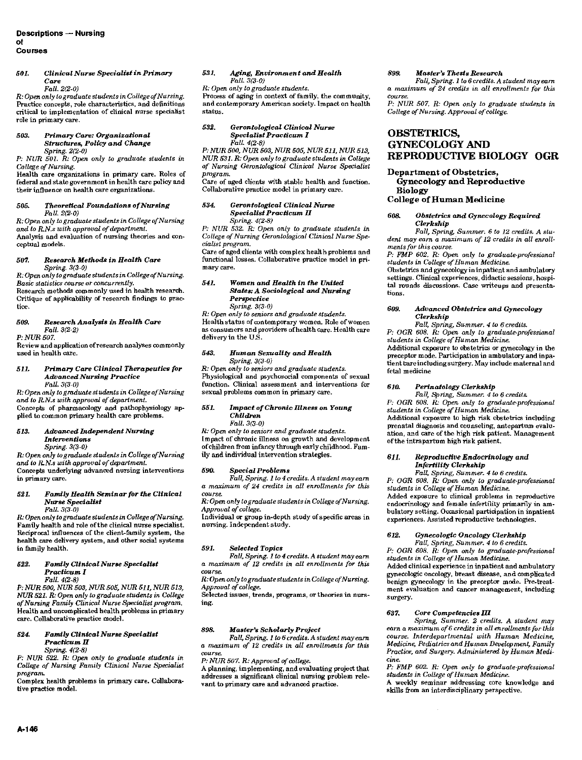**Descriptions — Nursing of Courses**

**501. *Clinical Nurse Specialist in Primary Care***
*Fall. 2(2-0)*
*R: Open only to graduate students in College of Nursing.*
Practice concepts, role characteristics, and definitions critical to implementation of clinical nurse specialist role in primary care.

**503. *Primary Care: Organizational Structures, Policy and Change***
*Spring. 2(2-0)*
*P: NUR 501. R: Open only to graduate students in College of Nursing.*
Health care organizations in primary care. Roles of federal and state government in health care policy and their influence on health care organizations.

**505. *Theoretical Foundations of Nursing***
*Fall. 2(2-0)*
*R: Open only to graduate students in College of Nursing and to R.N.s with approval of department.*
Analysis and evaluation of nursing theories and conceptual models.

**507. *Research Methods in Health Care***
*Spring. 3(3-0)*
*R: Open only to graduate students in College of Nursing. Basic statistics course or concurrently.*
Research methods commonly used in health research. Critique of applicability of research findings to practice.

**509. *Research Analysis in Health Care***
*Fall. 3(2-2)*
*P: NUR 507.*
Review and application of research analyses commonly used in health care.

**511. *Primary Care Clinical Therapeutics for Advanced Nursing Practice***
*Fall. 3(3-0)*
*R: Open only to graduate students in College of Nursing and to R.N.s with approval of department.*
Concepts of pharmacology and pathophysiology applied to common primary health care problems.

**513. *Advanced Independent Nursing Interventions***
*Spring. 3(3-0)*
*R: Open only to graduate students in College of Nursing and to R.N.s with approval of department.*
Concepts underlying advanced nursing interventions in primary care.

**521. *Family Health Seminar for the Clinical Nurse Specialist***
*Fall. 3(3-0)*
*R: Open only to graduate students in College of Nursing.*
Family health and role of the clinical nurse specialist. Reciprocal influences of the client-family system, the health care delivery system, and other social systems in family health.

**522. *Family Clinical Nurse Specialist Practicum I***
*Fall. 4(2-8)*
*P: NUR 500, NUR 503, NUR 505, NUR 511, NUR 513, NUR 521. R: Open only to graduate students in College of Nursing Family Clinical Nurse Specialist program.*
Health and uncomplicated health problems in primary care. Collaborative practice model.

**524. *Family Clinical Nurse Specialist Practicum II***
*Spring. 4(2-8)*
*P: NUR 522. R: Open only to graduate students in College of Nursing Family Clinical Nurse Specialist program.*
Complex health problems in primary care. Collaborative practice model.

**531. *Aging, Environment and Health***
*Fall. 3(3-0)*
*R: Open only to graduate students.*
Process of aging in context of family, the community, and contemporary American society. Impact on health status.

**532. *Gerontological Clinical Nurse Specialist Practicum I***
*Fall. 4(2-8)*
*P: NUR 500, NUR 503, NUR 505, NUR 511, NUR 513, NUR 531. R: Open only to graduate students in College of Nursing Gerontological Clinical Nurse Specialist program.*
Care of aged clients with stable health and function. Collaborative practice model in primary care.

**534. *Gerontological Clinical Nurse Specialist Practicum II***
*Spring. 4(2-8)*
*P: NUR 532. R: Open only to graduate students in College of Nursing Gerontological Clinical Nurse Specialist program.*
Care of aged clients with complex health problems and functional losses. Collaborative practice model in primary care.

**541. *Women and Health in the United States: A Sociological and Nursing Perspective***
*Spring. 3(3-0)*
*R: Open only to seniors and graduate students.*
Health status of contemporary women. Role of women as consumers and providers of health care. Health care delivery in the U.S.

**543. *Human Sexuality and Health***
*Spring. 3(3-0)*
*R: Open only to seniors and graduate students.*
Physiological and psychosocial components of sexual function. Clinical assessment and interventions for sexual problems common in primary care.

**551. *Impact of Chronic Illness on Young Children***
*Fall. 3(3-0)*
*R: Open only to seniors and graduate students.*
Impact of chronic illness on growth and development of children from infancy through early childhood. Family and individual intervention strategies.

**590. *Special Problems***
*Fall, Spring. 1 to 4 credits. A student may earn a maximum of 24 credits in all enrollments for this course.*
*R: Open only to graduate students in College of Nursing. Approval of college.*
Individual or group in-depth study of specific areas in nursing. Independent study.

**591. *Selected Topics***
*Fall, Spring. 1 to 4 credits. A student may earn a maximum of 12 credits in all enrollments for this course.*
*R: Open only to graduate students in College of Nursing. Approval of college.*
Selected issues, trends, programs, or theories in nursing.

**898. *Master's Scholarly Project***
*Fall, Spring. 1 to 6 credits. A student may earn a maximum of 12 credits in all enrollments for this course.*
*P: NUR 507. R: Approval of college.*
A planning, implementing, and evaluating project that addresses a significant clinical nursing problem relevant to primary care and advanced practice.

**899. *Master's Thesis Research***
*Fall, Spring. 1 to 6 credits. A student may earn a maximum of 24 credits in all enrollments for this course.*
*P: NUR 507. R: Open only to graduate students in College of Nursing. Approval of college.*

# OBSTETRICS, GYNECOLOGY AND REPRODUCTIVE BIOLOGY OGR

## Department of Obstetrics, Gynecology and Reproductive Biology
## College of Human Medicine

**608. *Obstetrics and Gynecology Required Clerkship***
*Fall, Spring, Summer. 6 to 12 credits. A student may earn a maximum of 12 credits in all enrollments for this course.*
*P: FMP 602. R: Open only to graduate-professional students in College of Human Medicine.*
Obstetrics and gynecology in inpatient and ambulatory settings. Clinical experiences, didactic sessions, hospital rounds discussions. Case writeups and presentations.

**609. *Advanced Obstetrics and Gynecology Clerkship***
*Fall, Spring, Summer. 4 to 6 credits.*
*P: OGR 608. R: Open only to graduate-professional students in College of Human Medicine.*
Additional exposure to obstetrics or gynecology in the preceptor mode. Participation in ambulatory and inpatient care including surgery. May include maternal and fetal medicine

**610. *Perinatology Clerkship***
*Fall, Spring, Summer. 4 to 6 credits.*
*P: OGR 608. R: Open only to graduate-professional students in College of Human Medicine.*
Additional exposure to high risk obstetrics including prenatal diagnosis and counseling, antepartum evaluation, and care of the high risk patient. Management of the intrapartum high risk patient.

**611. *Reproductive Endocrinology and Infertility Clerkship***
*Fall, Spring, Summer. 4 to 6 credits.*
*P: OGR 608. R: Open only to graduate-professional students in College of Human Medicine.*
Added exposure to clinical problems in reproductive endocrinology and female infertility primarily in ambulatory setting. Occasional participation in inpatient experiences. Assisted reproductive technologies.

**612. *Gynecologic Oncology Clerkship***
*Fall, Spring, Summer. 4 to 6 credits.*
*P: OGR 608. R: Open only to graduate-professional students in College of Human Medicine.*
Added clinical experience in inpatient and ambulatory gynecologic oncology, breast disease, and complicated benign gynecology in the preceptor mode. Pre-treatment evaluation and cancer management, including surgery.

**637. *Core Competencies III***
*Spring, Summer. 2 credits. A student may earn a maximum of 6 credits in all enrollments for this course. Interdepartmental with Human Medicine, Medicine, Pediatrics and Human Development, Family Practice, and Surgery. Administered by Human Medicine.*
*P: FMP 602. R: Open only to graduate-professional students in College of Human Medicine.*
A weekly seminar addressing core knowledge and skills from an interdisciplinary perspective.